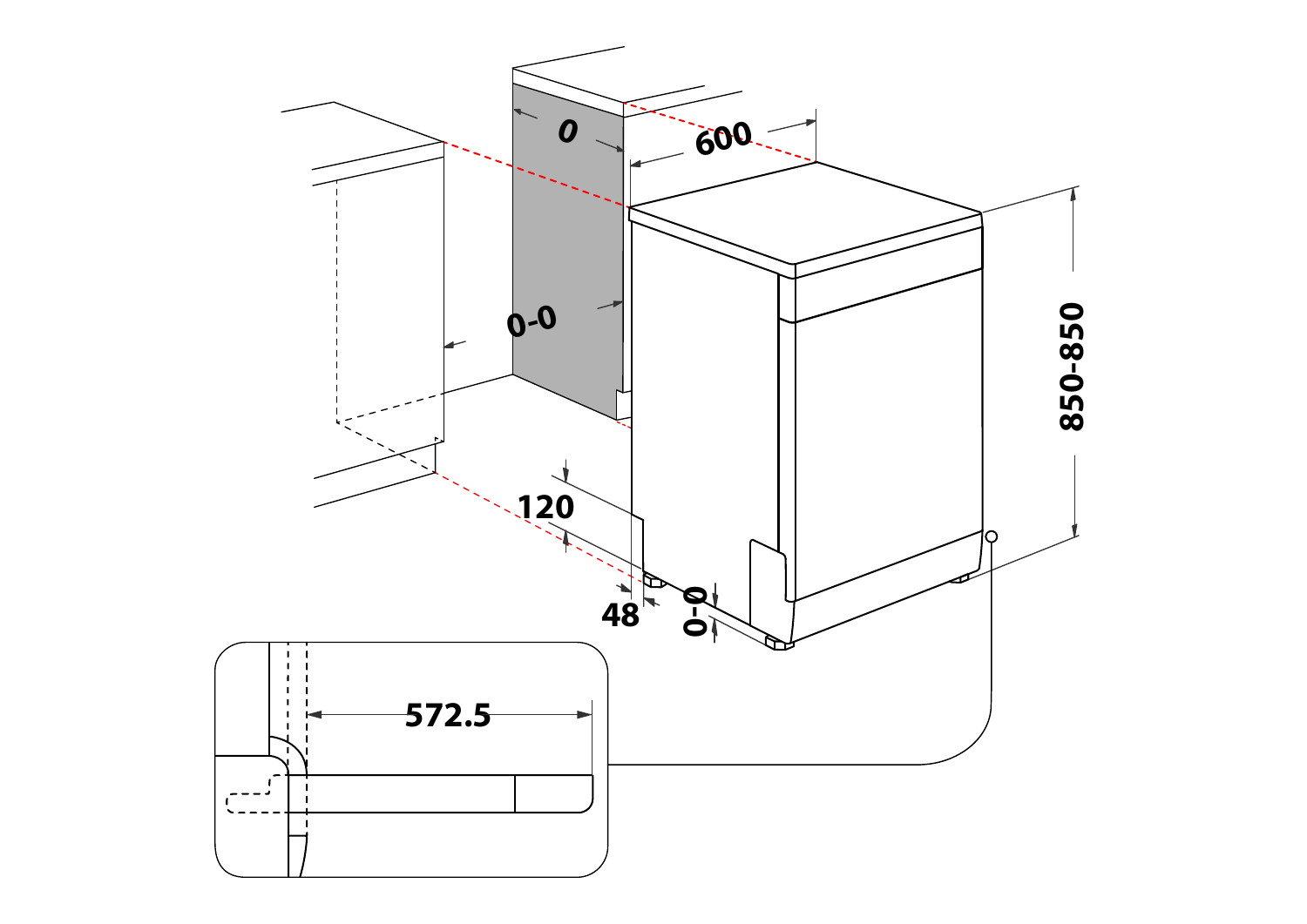0

600

0-0

850-850

120

48

0-0

572.5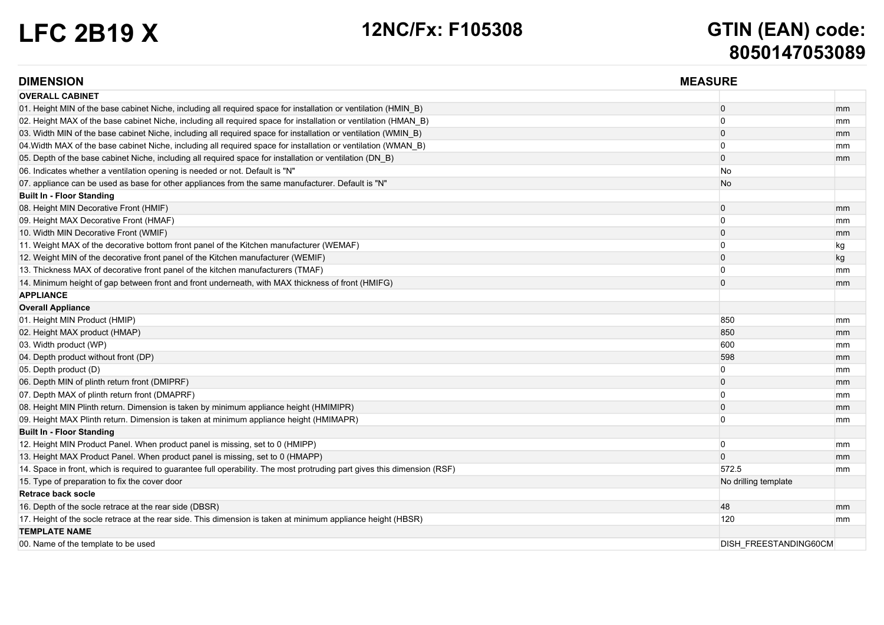# LFC 2B19 X

**12NC/Fx: F105308**

**GTIN (EAN) code: 8050147053089**

| DIMENSION | MEASURE | |
|---|---|---|
| **OVERALL CABINET** | | |
| 01. Height MIN of the base cabinet Niche, including all required space for installation or ventilation (HMIN_B) | 0 | mm |
| 02. Height MAX of the base cabinet Niche, including all required space for installation or ventilation (HMAN_B) | 0 | mm |
| 03. Width MIN of the base cabinet Niche, including all required space for installation or ventilation (WMIN_B) | 0 | mm |
| 04.Width MAX of the base cabinet Niche, including all required space for installation or ventilation (WMAN_B) | 0 | mm |
| 05. Depth of the base cabinet Niche, including all required space for installation or ventilation (DN_B) | 0 | mm |
| 06. Indicates whether a ventilation opening is needed or not. Default is "N" | No | |
| 07. appliance can be used as base for other appliances from the same manufacturer. Default is "N" | No | |
| **Built In - Floor Standing** | | |
| 08. Height MIN Decorative Front (HMIF) | 0 | mm |
| 09. Height MAX Decorative Front (HMAF) | 0 | mm |
| 10. Width MIN Decorative Front (WMIF) | 0 | mm |
| 11. Weight MAX of the decorative bottom front panel of the Kitchen manufacturer (WEMAF) | 0 | kg |
| 12. Weight MIN of the decorative front panel of the Kitchen manufacturer (WEMIF) | 0 | kg |
| 13. Thickness MAX of decorative front panel of the kitchen manufacturers (TMAF) | 0 | mm |
| 14. Minimum height of gap between front and front underneath, with MAX thickness of front (HMIFG) | 0 | mm |
| **APPLIANCE** | | |
| **Overall Appliance** | | |
| 01. Height MIN Product (HMIP) | 850 | mm |
| 02. Height MAX product (HMAP) | 850 | mm |
| 03. Width product (WP) | 600 | mm |
| 04. Depth product without front (DP) | 598 | mm |
| 05. Depth product (D) | 0 | mm |
| 06. Depth MIN of plinth return front (DMIPRF) | 0 | mm |
| 07. Depth MAX of plinth return front (DMAPRF) | 0 | mm |
| 08. Height MIN Plinth return. Dimension is taken by minimum appliance height (HMIMIPR) | 0 | mm |
| 09. Height MAX Plinth return. Dimension is taken at minimum appliance height (HMIMAPR) | 0 | mm |
| **Built In - Floor Standing** | | |
| 12. Height MIN Product Panel. When product panel is missing, set to 0 (HMIPP) | 0 | mm |
| 13. Height MAX Product Panel. When product panel is missing, set to 0 (HMAPP) | 0 | mm |
| 14. Space in front, which is required to guarantee full operability. The most protruding part gives this dimension (RSF) | 572.5 | mm |
| 15. Type of preparation to fix the cover door | No drilling template | |
| **Retrace back socle** | | |
| 16. Depth of the socle retrace at the rear side (DBSR) | 48 | mm |
| 17. Height of the socle retrace at the rear side. This dimension is taken at minimum appliance height (HBSR) | 120 | mm |
| **TEMPLATE NAME** | | |
| 00. Name of the template to be used | DISH_FREESTANDING60CM | |